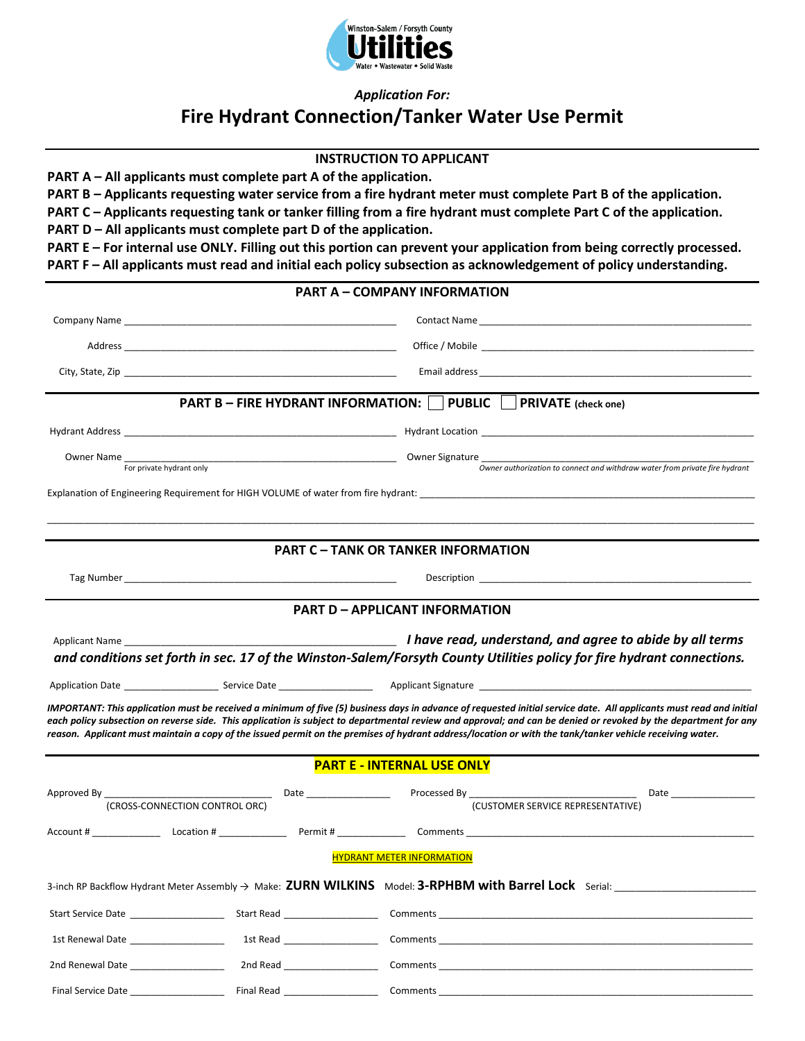Winston-Salem / Forsyth County
**Utilities**
Water • Wastewater • Solid Waste

*Application For:*

# Fire Hydrant Connection/Tanker Water Use Permit

**INSTRUCTION TO APPLICANT**

**PART A – All applicants must complete part A of the application.**
**PART B – Applicants requesting water service from a fire hydrant meter must complete Part B of the application.**
**PART C – Applicants requesting tank or tanker filling from a fire hydrant must complete Part C of the application.**
**PART D – All applicants must complete part D of the application.**
**PART E – For internal use ONLY. Filling out this portion can prevent your application from being correctly processed.**
**PART F – All applicants must read and initial each policy subsection as acknowledgement of policy understanding.**

## PART A – COMPANY INFORMATION

Company Name ______________________ Contact Name ______________________

Address ______________________ Office / Mobile ______________________

City, State, Zip ______________________ Email address ______________________

## PART B – FIRE HYDRANT INFORMATION: ☐ PUBLIC ☐ PRIVATE (check one)

Hydrant Address ______________________ Hydrant Location ______________________

Owner Name ______________________ Owner Signature ______________________
For private hydrant only — *Owner authorization to connect and withdraw water from private fire hydrant*

Explanation of Engineering Requirement for HIGH VOLUME of water from fire hydrant: ______________________

______________________

## PART C – TANK OR TANKER INFORMATION

Tag Number ______________________ Description ______________________

## PART D – APPLICANT INFORMATION

Applicant Name ______________________ ***I have read, understand, and agree to abide by all terms and conditions set forth in sec. 17 of the Winston-Salem/Forsyth County Utilities policy for fire hydrant connections.***

Application Date ____________ Service Date ____________ Applicant Signature ______________________

***IMPORTANT: This application must be received a minimum of five (5) business days in advance of requested initial service date. All applicants must read and initial each policy subsection on reverse side. This application is subject to departmental review and approval; and can be denied or revoked by the department for any reason. Applicant must maintain a copy of the issued permit on the premises of hydrant address/location or with the tank/tanker vehicle receiving water.***

## PART E - INTERNAL USE ONLY

Approved By ______________________ (CROSS-CONNECTION CONTROL ORC) Date ____________ Processed By ______________________ (CUSTOMER SERVICE REPRESENTATIVE) Date ____________

Account # __________ Location # __________ Permit # __________ Comments ______________________

HYDRANT METER INFORMATION

3-inch RP Backflow Hydrant Meter Assembly → Make: **ZURN WILKINS** Model: **3-RPHBM with Barrel Lock** Serial: ______________________

Start Service Date ____________ Start Read ____________ Comments ______________________

1st Renewal Date ____________ 1st Read ____________ Comments ______________________

2nd Renewal Date ____________ 2nd Read ____________ Comments ______________________

Final Service Date ____________ Final Read ____________ Comments ______________________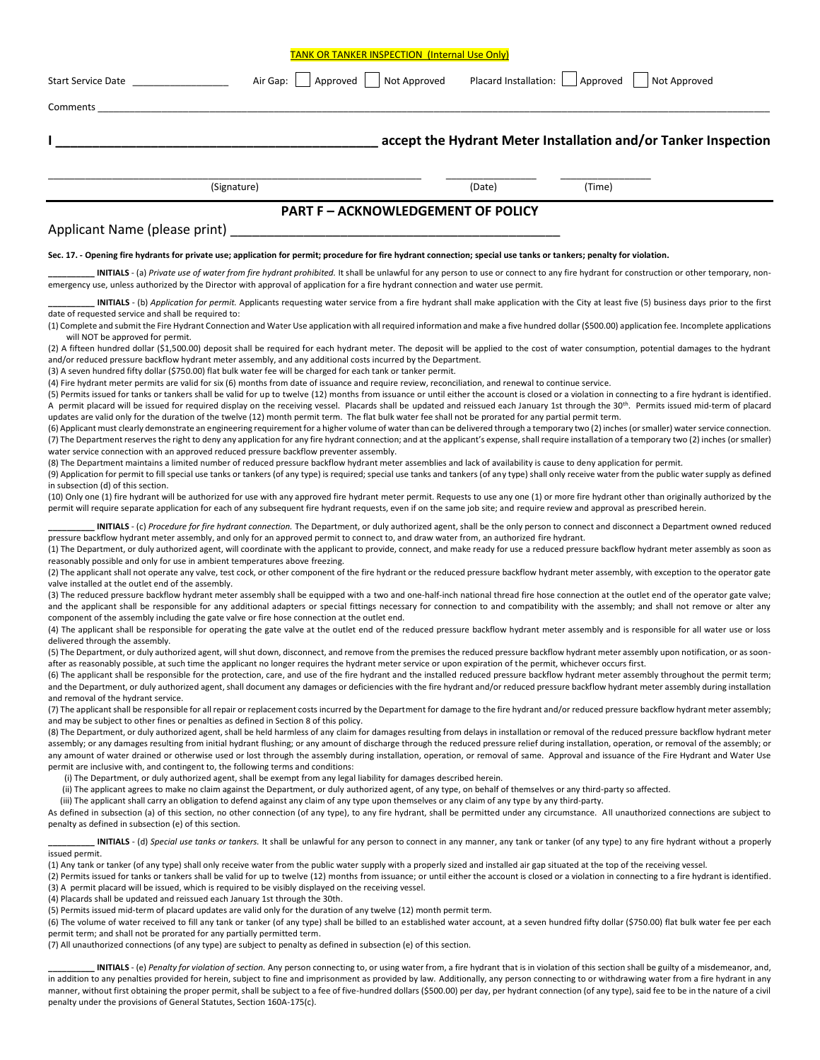TANK OR TANKER INSPECTION (Internal Use Only)

Start Service Date _________________ Air Gap: ☐ Approved ☐ Not Approved Placard Installation: ☐ Approved ☐ Not Approved

Comments ____________________________________________________________________________________________

**I ______________________________________________ accept the Hydrant Meter Installation and/or Tanker Inspection**

_______________________________________ _______________ _______________

(Signature) (Date) (Time)

## PART F – ACKNOWLEDGEMENT OF POLICY

Applicant Name (please print) ____________________________________________

**Sec. 17. - Opening fire hydrants for private use; application for permit; procedure for fire hydrant connection; special use tanks or tankers; penalty for violation.**

**__________ INITIALS** - (a) *Private use of water from fire hydrant prohibited.* It shall be unlawful for any person to use or connect to any fire hydrant for construction or other temporary, non-emergency use, unless authorized by the Director with approval of application for a fire hydrant connection and water use permit.

**__________ INITIALS** - (b) *Application for permit.* Applicants requesting water service from a fire hydrant shall make application with the City at least five (5) business days prior to the first date of requested service and shall be required to:

(1) Complete and submit the Fire Hydrant Connection and Water Use application with all required information and make a five hundred dollar ($500.00) application fee. Incomplete applications will NOT be approved for permit.

(2) A fifteen hundred dollar ($1,500.00) deposit shall be required for each hydrant meter. The deposit will be applied to the cost of water consumption, potential damages to the hydrant and/or reduced pressure backflow hydrant meter assembly, and any additional costs incurred by the Department.

(3) A seven hundred fifty dollar ($750.00) flat bulk water fee will be charged for each tank or tanker permit.

(4) Fire hydrant meter permits are valid for six (6) months from date of issuance and require review, reconciliation, and renewal to continue service.

(5) Permits issued for tanks or tankers shall be valid for up to twelve (12) months from issuance or until either the account is closed or a violation in connecting to a fire hydrant is identified. A permit placard will be issued for required display on the receiving vessel. Placards shall be updated and reissued each January 1st through the 30th. Permits issued mid-term of placard updates are valid only for the duration of the twelve (12) month permit term. The flat bulk water fee shall not be prorated for any partial permit term.

(6) Applicant must clearly demonstrate an engineering requirement for a higher volume of water than can be delivered through a temporary two (2) inches (or smaller) water service connection.

(7) The Department reserves the right to deny any application for any fire hydrant connection; and at the applicant's expense, shall require installation of a temporary two (2) inches (or smaller) water service connection with an approved reduced pressure backflow preventer assembly.

(8) The Department maintains a limited number of reduced pressure backflow hydrant meter assemblies and lack of availability is cause to deny application for permit.

(9) Application for permit to fill special use tanks or tankers (of any type) is required; special use tanks and tankers (of any type) shall only receive water from the public water supply as defined in subsection (d) of this section.

(10) Only one (1) fire hydrant will be authorized for use with any approved fire hydrant meter permit. Requests to use any one (1) or more fire hydrant other than originally authorized by the permit will require separate application for each of any subsequent fire hydrant requests, even if on the same job site; and require review and approval as prescribed herein.

**__________ INITIALS** - (c) *Procedure for fire hydrant connection.* The Department, or duly authorized agent, shall be the only person to connect and disconnect a Department owned reduced pressure backflow hydrant meter assembly, and only for an approved permit to connect to, and draw water from, an authorized fire hydrant.

(1) The Department, or duly authorized agent, will coordinate with the applicant to provide, connect, and make ready for use a reduced pressure backflow hydrant meter assembly as soon as reasonably possible and only for use in ambient temperatures above freezing.

(2) The applicant shall not operate any valve, test cock, or other component of the fire hydrant or the reduced pressure backflow hydrant meter assembly, with exception to the operator gate valve installed at the outlet end of the assembly.

(3) The reduced pressure backflow hydrant meter assembly shall be equipped with a two and one-half-inch national thread fire hose connection at the outlet end of the operator gate valve; and the applicant shall be responsible for any additional adapters or special fittings necessary for connection to and compatibility with the assembly; and shall not remove or alter any component of the assembly including the gate valve or fire hose connection at the outlet end.

(4) The applicant shall be responsible for operating the gate valve at the outlet end of the reduced pressure backflow hydrant meter assembly and is responsible for all water use or loss delivered through the assembly.

(5) The Department, or duly authorized agent, will shut down, disconnect, and remove from the premises the reduced pressure backflow hydrant meter assembly upon notification, or as soon-after as reasonably possible, at such time the applicant no longer requires the hydrant meter service or upon expiration of the permit, whichever occurs first.

(6) The applicant shall be responsible for the protection, care, and use of the fire hydrant and the installed reduced pressure backflow hydrant meter assembly throughout the permit term; and the Department, or duly authorized agent, shall document any damages or deficiencies with the fire hydrant and/or reduced pressure backflow hydrant meter assembly during installation and removal of the hydrant service.

(7) The applicant shall be responsible for all repair or replacement costs incurred by the Department for damage to the fire hydrant and/or reduced pressure backflow hydrant meter assembly; and may be subject to other fines or penalties as defined in Section 8 of this policy.

(8) The Department, or duly authorized agent, shall be held harmless of any claim for damages resulting from delays in installation or removal of the reduced pressure backflow hydrant meter assembly; or any damages resulting from initial hydrant flushing; or any amount of discharge through the reduced pressure relief during installation, operation, or removal of the assembly; or any amount of water drained or otherwise used or lost through the assembly during installation, operation, or removal of same. Approval and issuance of the Fire Hydrant and Water Use permit are inclusive with, and contingent to, the following terms and conditions:

(i) The Department, or duly authorized agent, shall be exempt from any legal liability for damages described herein.

(ii) The applicant agrees to make no claim against the Department, or duly authorized agent, of any type, on behalf of themselves or any third-party so affected.

(iii) The applicant shall carry an obligation to defend against any claim of any type upon themselves or any claim of any type by any third-party.

As defined in subsection (a) of this section, no other connection (of any type), to any fire hydrant, shall be permitted under any circumstance. All unauthorized connections are subject to penalty as defined in subsection (e) of this section.

**__________ INITIALS** - (d) *Special use tanks or tankers.* It shall be unlawful for any person to connect in any manner, any tank or tanker (of any type) to any fire hydrant without a properly issued permit.

(1) Any tank or tanker (of any type) shall only receive water from the public water supply with a properly sized and installed air gap situated at the top of the receiving vessel.

(2) Permits issued for tanks or tankers shall be valid for up to twelve (12) months from issuance; or until either the account is closed or a violation in connecting to a fire hydrant is identified.

(3) A permit placard will be issued, which is required to be visibly displayed on the receiving vessel.

(4) Placards shall be updated and reissued each January 1st through the 30th.

(5) Permits issued mid-term of placard updates are valid only for the duration of any twelve (12) month permit term.

(6) The volume of water received to fill any tank or tanker (of any type) shall be billed to an established water account, at a seven hundred fifty dollar ($750.00) flat bulk water fee per each permit term; and shall not be prorated for any partially permitted term.

(7) All unauthorized connections (of any type) are subject to penalty as defined in subsection (e) of this section.

**__________ INITIALS** - (e) *Penalty for violation of section.* Any person connecting to, or using water from, a fire hydrant that is in violation of this section shall be guilty of a misdemeanor, and, in addition to any penalties provided for herein, subject to fine and imprisonment as provided by law. Additionally, any person connecting to or withdrawing water from a fire hydrant in any manner, without first obtaining the proper permit, shall be subject to a fee of five-hundred dollars ($500.00) per day, per hydrant connection (of any type), said fee to be in the nature of a civil penalty under the provisions of General Statutes, Section 160A-175(c).